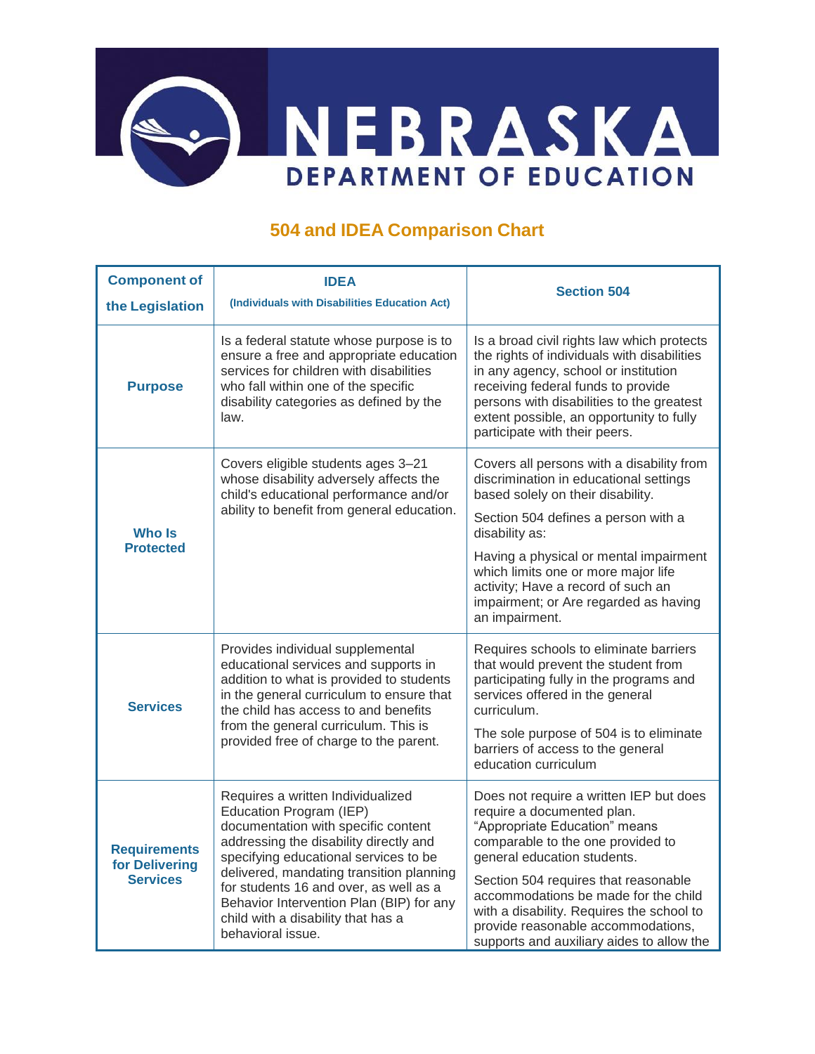NEBRASKA DEPARTMENT OF EDUCATION

# 504 and IDEA Comparison Chart

| Component of the Legislation | IDEA (Individuals with Disabilities Education Act) | Section 504 |
|---|---|---|
| **Purpose** | Is a federal statute whose purpose is to ensure a free and appropriate education services for children with disabilities who fall within one of the specific disability categories as defined by the law. | Is a broad civil rights law which protects the rights of individuals with disabilities in any agency, school or institution receiving federal funds to provide persons with disabilities to the greatest extent possible, an opportunity to fully participate with their peers. |
| **Who Is Protected** | Covers eligible students ages 3–21 whose disability adversely affects the child's educational performance and/or ability to benefit from general education. | Covers all persons with a disability from discrimination in educational settings based solely on their disability.<br><br>Section 504 defines a person with a disability as:<br><br>Having a physical or mental impairment which limits one or more major life activity; Have a record of such an impairment; or Are regarded as having an impairment. |
| **Services** | Provides individual supplemental educational services and supports in addition to what is provided to students in the general curriculum to ensure that the child has access to and benefits from the general curriculum. This is provided free of charge to the parent. | Requires schools to eliminate barriers that would prevent the student from participating fully in the programs and services offered in the general curriculum.<br><br>The sole purpose of 504 is to eliminate barriers of access to the general education curriculum |
| **Requirements for Delivering Services** | Requires a written Individualized Education Program (IEP) documentation with specific content addressing the disability directly and specifying educational services to be delivered, mandating transition planning for students 16 and over, as well as a Behavior Intervention Plan (BIP) for any child with a disability that has a behavioral issue. | Does not require a written IEP but does require a documented plan. "Appropriate Education" means comparable to the one provided to general education students.<br><br>Section 504 requires that reasonable accommodations be made for the child with a disability. Requires the school to provide reasonable accommodations, supports and auxiliary aides to allow the |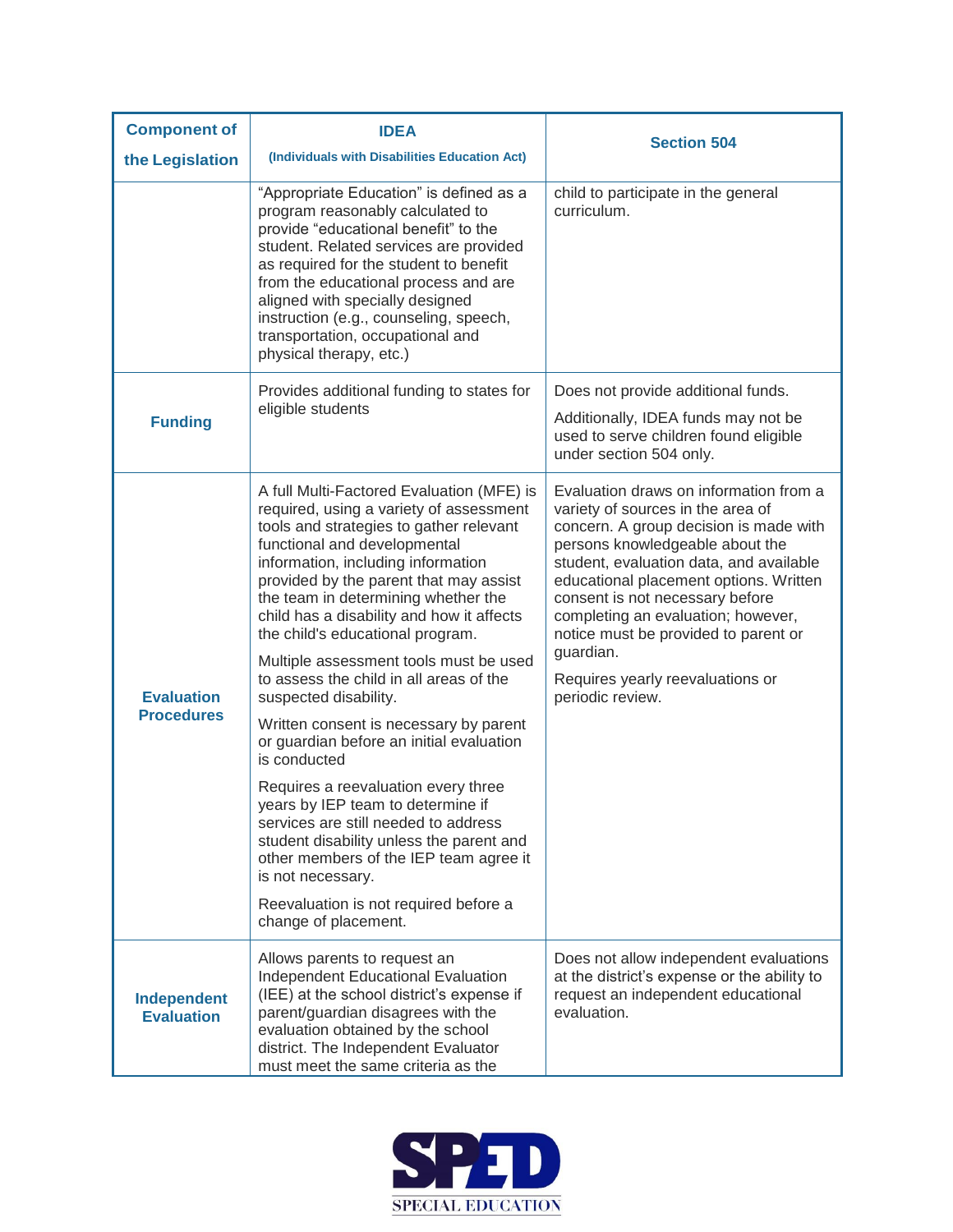| Component of the Legislation | IDEA (Individuals with Disabilities Education Act) | Section 504 |
|---|---|---|
| | "Appropriate Education" is defined as a program reasonably calculated to provide "educational benefit" to the student. Related services are provided as required for the student to benefit from the educational process and are aligned with specially designed instruction (e.g., counseling, speech, transportation, occupational and physical therapy, etc.) | child to participate in the general curriculum. |
| **Funding** | Provides additional funding to states for eligible students | Does not provide additional funds.<br><br>Additionally, IDEA funds may not be used to serve children found eligible under section 504 only. |
| **Evaluation Procedures** | A full Multi-Factored Evaluation (MFE) is required, using a variety of assessment tools and strategies to gather relevant functional and developmental information, including information provided by the parent that may assist the team in determining whether the child has a disability and how it affects the child's educational program.<br><br>Multiple assessment tools must be used to assess the child in all areas of the suspected disability.<br><br>Written consent is necessary by parent or guardian before an initial evaluation is conducted<br><br>Requires a reevaluation every three years by IEP team to determine if services are still needed to address student disability unless the parent and other members of the IEP team agree it is not necessary.<br><br>Reevaluation is not required before a change of placement. | Evaluation draws on information from a variety of sources in the area of concern. A group decision is made with persons knowledgeable about the student, evaluation data, and available educational placement options. Written consent is not necessary before completing an evaluation; however, notice must be provided to parent or guardian.<br><br>Requires yearly reevaluations or periodic review. |
| **Independent Evaluation** | Allows parents to request an Independent Educational Evaluation (IEE) at the school district's expense if parent/guardian disagrees with the evaluation obtained by the school district. The Independent Evaluator must meet the same criteria as the | Does not allow independent evaluations at the district's expense or the ability to request an independent educational evaluation. |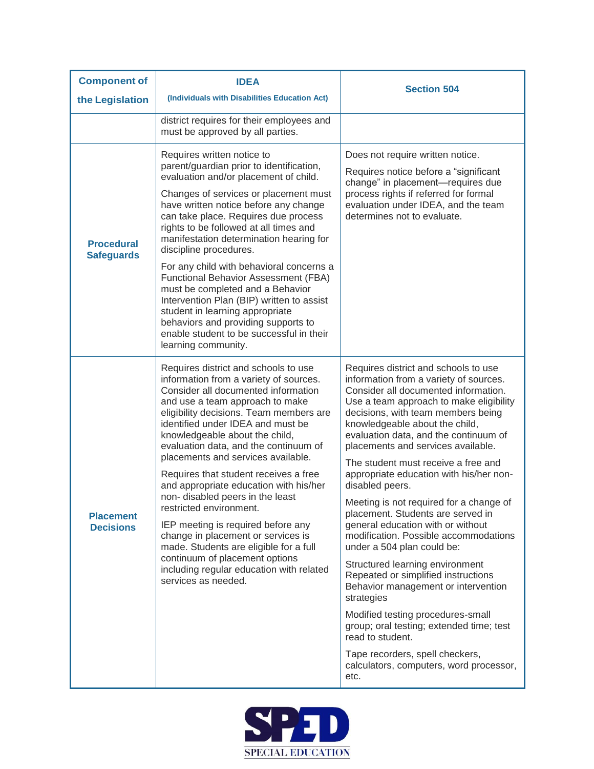| Component of the Legislation | IDEA (Individuals with Disabilities Education Act) | Section 504 |
|---|---|---|
| | district requires for their employees and must be approved by all parties. | |
| **Procedural Safeguards** | Requires written notice to parent/guardian prior to identification, evaluation and/or placement of child.<br><br>Changes of services or placement must have written notice before any change can take place. Requires due process rights to be followed at all times and manifestation determination hearing for discipline procedures.<br><br>For any child with behavioral concerns a Functional Behavior Assessment (FBA) must be completed and a Behavior Intervention Plan (BIP) written to assist student in learning appropriate behaviors and providing supports to enable student to be successful in their learning community. | Does not require written notice.<br><br>Requires notice before a "significant change" in placement—requires due process rights if referred for formal evaluation under IDEA, and the team determines not to evaluate. |
| **Placement Decisions** | Requires district and schools to use information from a variety of sources. Consider all documented information and use a team approach to make eligibility decisions. Team members are identified under IDEA and must be knowledgeable about the child, evaluation data, and the continuum of placements and services available.<br><br>Requires that student receives a free and appropriate education with his/her non- disabled peers in the least restricted environment.<br><br>IEP meeting is required before any change in placement or services is made. Students are eligible for a full continuum of placement options including regular education with related services as needed. | Requires district and schools to use information from a variety of sources. Consider all documented information. Use a team approach to make eligibility decisions, with team members being knowledgeable about the child, evaluation data, and the continuum of placements and services available.<br><br>The student must receive a free and appropriate education with his/her non-disabled peers.<br><br>Meeting is not required for a change of placement. Students are served in general education with or without modification. Possible accommodations under a 504 plan could be:<br><br>Structured learning environment<br>Repeated or simplified instructions<br>Behavior management or intervention strategies<br><br>Modified testing procedures-small group; oral testing; extended time; test read to student.<br><br>Tape recorders, spell checkers, calculators, computers, word processor, etc. |

SPED
SPECIAL EDUCATION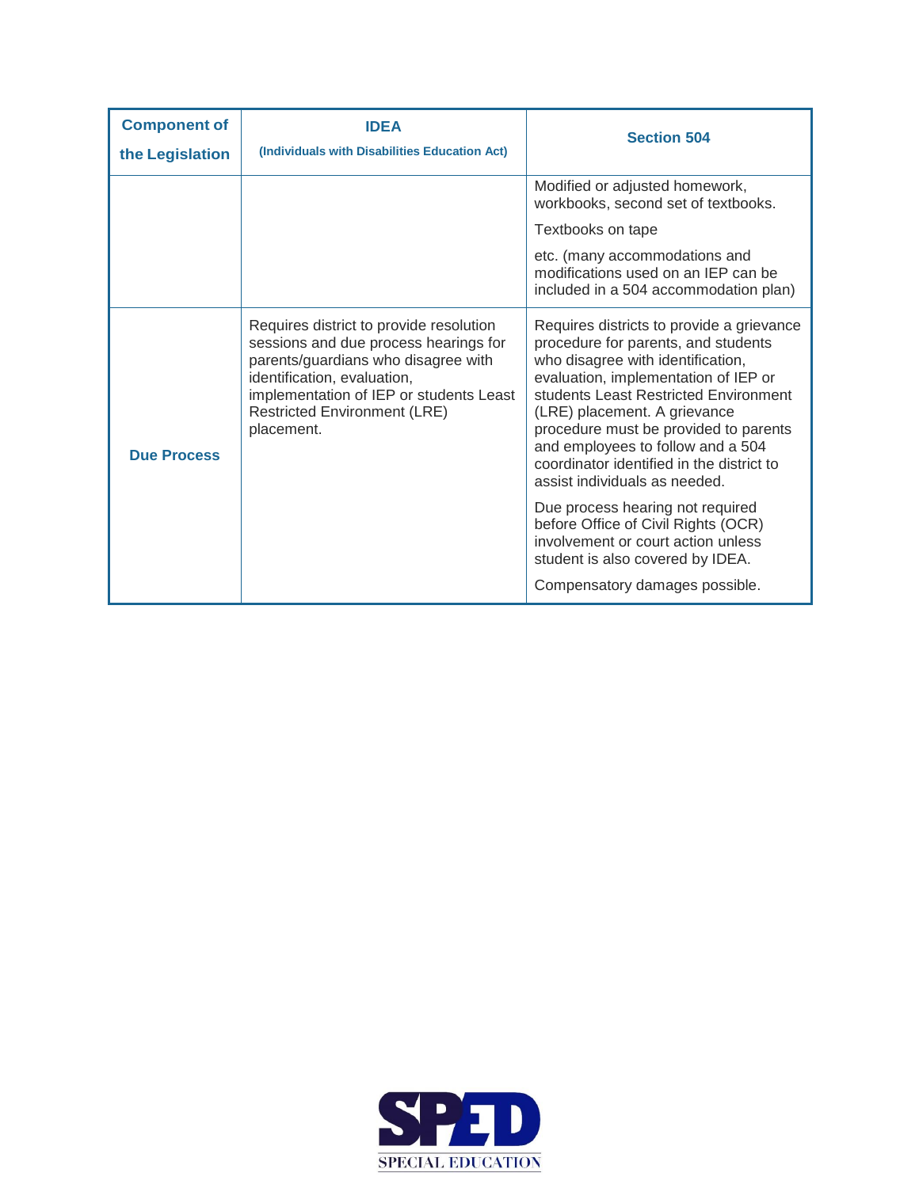| Component of the Legislation | IDEA (Individuals with Disabilities Education Act) | Section 504 |
| --- | --- | --- |
| | | Modified or adjusted homework, workbooks, second set of textbooks.<br><br>Textbooks on tape<br><br>etc. (many accommodations and modifications used on an IEP can be included in a 504 accommodation plan) |
| **Due Process** | Requires district to provide resolution sessions and due process hearings for parents/guardians who disagree with identification, evaluation, implementation of IEP or students Least Restricted Environment (LRE) placement. | Requires districts to provide a grievance procedure for parents, and students who disagree with identification, evaluation, implementation of IEP or students Least Restricted Environment (LRE) placement. A grievance procedure must be provided to parents and employees to follow and a 504 coordinator identified in the district to assist individuals as needed.<br><br>Due process hearing not required before Office of Civil Rights (OCR) involvement or court action unless student is also covered by IDEA.<br><br>Compensatory damages possible. |